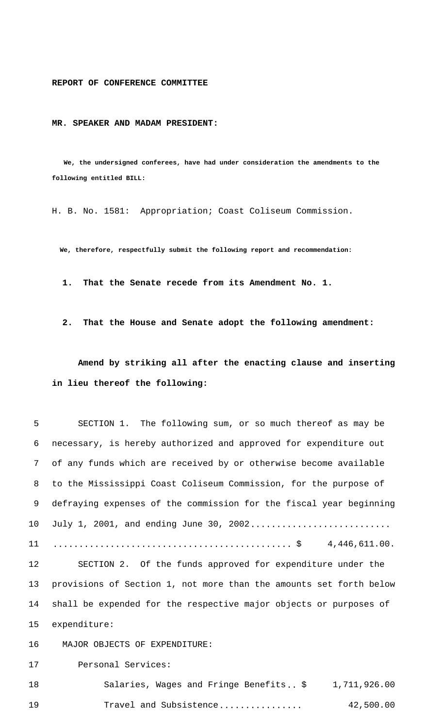**REPORT OF CONFERENCE COMMITTEE**

**MR. SPEAKER AND MADAM PRESIDENT:**

**We, the undersigned conferees, have had under consideration the amendments to the following entitled BILL:**

H. B. No. 1581: Appropriation; Coast Coliseum Commission.

**We, therefore, respectfully submit the following report and recommendation:**

**1. That the Senate recede from its Amendment No. 1.**

**2. That the House and Senate adopt the following amendment:**

**Amend by striking all after the enacting clause and inserting in lieu thereof the following:**

SECTION 1. The following sum, or so much thereof as may be necessary, is hereby authorized and approved for expenditure out of any funds which are received by or otherwise become available to the Mississippi Coast Coliseum Commission, for the purpose of defraying expenses of the commission for the fiscal year beginning July 1, 2001, and ending June 30, 2002 ............................................................................ $ 4,446,611.00.

SECTION 2. Of the funds approved for expenditure under the provisions of Section 1, not more than the amounts set forth below shall be expended for the respective major objects or purposes of expenditure:

MAJOR OBJECTS OF EXPENDITURE:

Personal Services:

| | |
|---|---|
| Salaries, Wages and Fringe Benefits.. | $ 1,711,926.00 |
| Travel and Subsistence................ | 42,500.00 |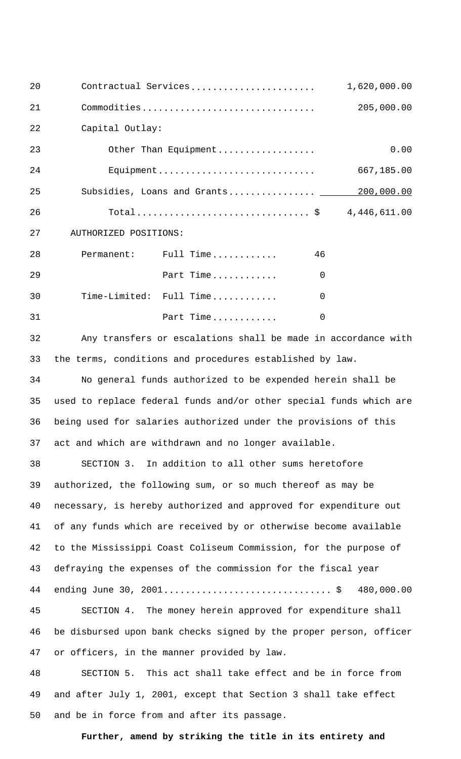| | |
|---|---|
| Contractual Services....................... | 1,620,000.00 |
| Commodities................................ | 205,000.00 |
| Capital Outlay: | |
| Other Than Equipment.................. | 0.00 |
| Equipment............................. | 667,185.00 |
| Subsidies, Loans and Grants................ | 200,000.00 |
| Total................................ $ | 4,446,611.00 |

AUTHORIZED POSITIONS:

| | | |
|---|---|---|
| Permanent: | Full Time............ | 46 |
| | Part Time............ | 0 |
| Time-Limited: | Full Time............ | 0 |
| | Part Time............ | 0 |

Any transfers or escalations shall be made in accordance with the terms, conditions and procedures established by law.

No general funds authorized to be expended herein shall be used to replace federal funds and/or other special funds which are being used for salaries authorized under the provisions of this act and which are withdrawn and no longer available.

SECTION 3. In addition to all other sums heretofore authorized, the following sum, or so much thereof as may be necessary, is hereby authorized and approved for expenditure out of any funds which are received by or otherwise become available to the Mississippi Coast Coliseum Commission, for the purpose of defraying the expenses of the commission for the fiscal year ending June 30, 2001.............................. $ 480,000.00

SECTION 4. The money herein approved for expenditure shall be disbursed upon bank checks signed by the proper person, officer or officers, in the manner provided by law.

SECTION 5. This act shall take effect and be in force from and after July 1, 2001, except that Section 3 shall take effect and be in force from and after its passage.

**Further, amend by striking the title in its entirety and**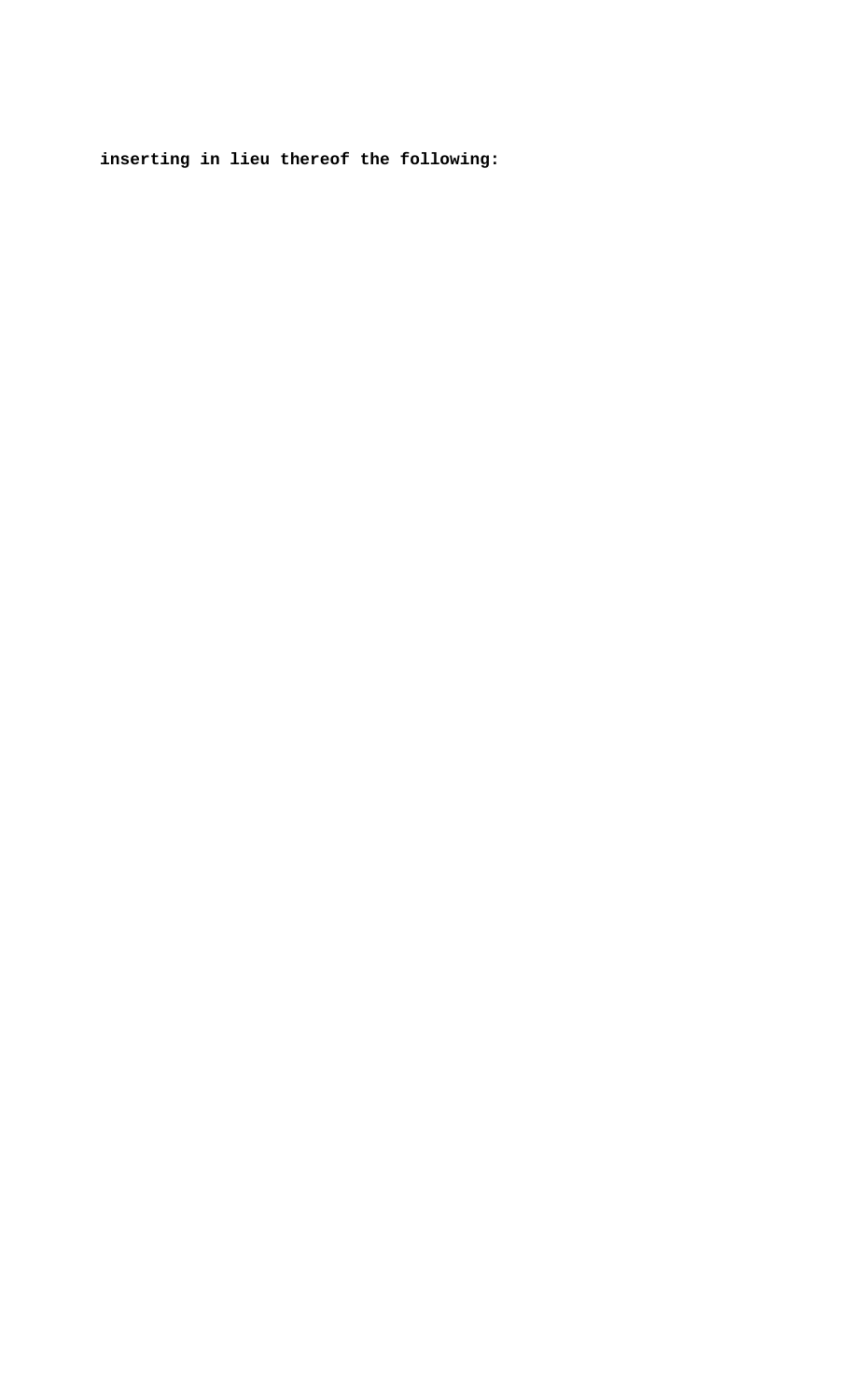**inserting in lieu thereof the following:**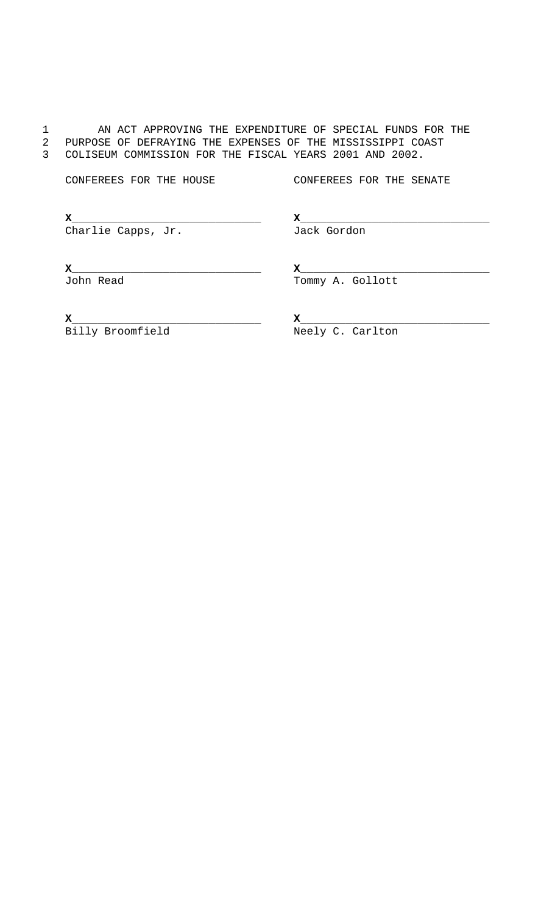1 AN ACT APPROVING THE EXPENDITURE OF SPECIAL FUNDS FOR THE
2 PURPOSE OF DEFRAYING THE EXPENSES OF THE MISSISSIPPI COAST
3 COLISEUM COMMISSION FOR THE FISCAL YEARS 2001 AND 2002.

| CONFEREES FOR THE HOUSE | CONFEREES FOR THE SENATE |
|---|---|
| **X**_____________________________ | **X**_____________________________ |
| Charlie Capps, Jr. | Jack Gordon |
| **X**_____________________________ | **X**_____________________________ |
| John Read | Tommy A. Gollott |
| **X**_____________________________ | **X**_____________________________ |
| Billy Broomfield | Neely C. Carlton |